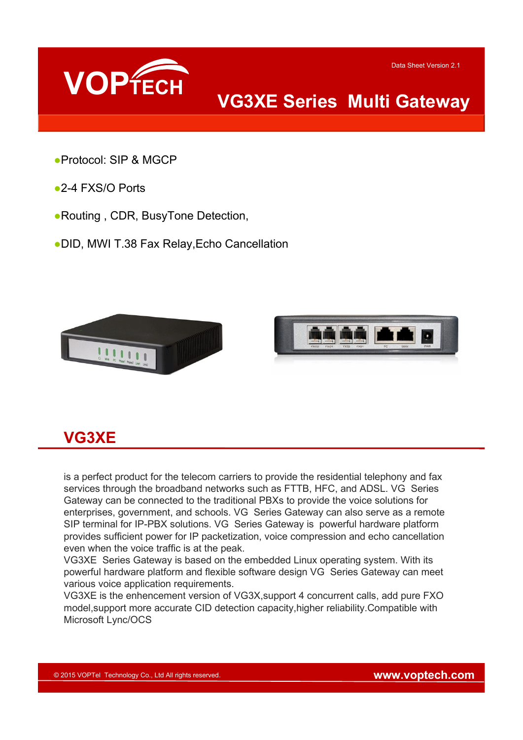# VG3XE Series Multi Gateway

Data Sheet Version 2.1

- Protocol: SIP & MGCP
- 2-4 FXS/O Ports
- Routing , CDR, BusyTone Detection,
- DID, MWI T.38 Fax Relay,Echo Cancellation

## VG3XE

is a perfect product for the telecom carriers to provide the residential telephony and fax services through the broadband networks such as FTTB, HFC, and ADSL. VG Series Gateway can be connected to the traditional PBXs to provide the voice solutions for enterprises, government, and schools. VG Series Gateway can also serve as a remote SIP terminal for IP-PBX solutions. VG Series Gateway is powerful hardware platform provides sufficient power for IP packetization, voice compression and echo cancellation even when the voice traffic is at the peak.

VG3XE Series Gateway is based on the embedded Linux operating system. With its powerful hardware platform and flexible software design VG Series Gateway can meet various voice application requirements.

VG3XE is the enhencement version of VG3X,support 4 concurrent calls, add pure FXO model,support more accurate CID detection capacity,higher reliability.Compatible with Microsoft Lync/OCS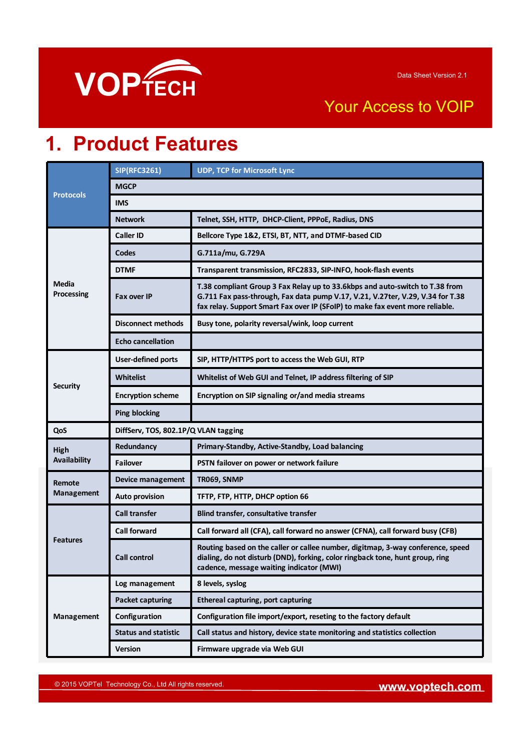# 1. Product Features

| | | |
|---|---|---|
| **Protocols** | **SIP(RFC3261)** | **UDP, TCP for Microsoft Lync** |
| | **MGCP** | |
| | **IMS** | |
| | **Network** | **Telnet, SSH, HTTP, DHCP-Client, PPPoE, Radius, DNS** |
| **Media Processing** | **Caller ID** | **Bellcore Type 1&2, ETSI, BT, NTT, and DTMF-based CID** |
| | **Codes** | **G.711a/mu, G.729A** |
| | **DTMF** | **Transparent transmission, RFC2833, SIP-INFO, hook-flash events** |
| | **Fax over IP** | **T.38 compliant Group 3 Fax Relay up to 33.6kbps and auto-switch to T.38 from G.711 Fax pass-through, Fax data pump V.17, V.21, V.27ter, V.29, V.34 for T.38 fax relay. Support Smart Fax over IP (SFoIP) to make fax event more reliable.** |
| | **Disconnect methods** | **Busy tone, polarity reversal/wink, loop current** |
| | **Echo cancellation** | |
| **Security** | **User-defined ports** | **SIP, HTTP/HTTPS port to access the Web GUI, RTP** |
| | **Whitelist** | **Whitelist of Web GUI and Telnet, IP address filtering of SIP** |
| | **Encryption scheme** | **Encryption on SIP signaling or/and media streams** |
| | **Ping blocking** | |
| **QoS** | **DiffServ, TOS, 802.1P/Q VLAN tagging** | |
| **High Availability** | **Redundancy** | **Primary-Standby, Active-Standby, Load balancing** |
| | **Failover** | **PSTN failover on power or network failure** |
| **Remote Management** | **Device management** | **TR069, SNMP** |
| | **Auto provision** | **TFTP, FTP, HTTP, DHCP option 66** |
| **Features** | **Call transfer** | **Blind transfer, consultative transfer** |
| | **Call forward** | **Call forward all (CFA), call forward no answer (CFNA), call forward busy (CFB)** |
| | **Call control** | **Routing based on the caller or callee number, digitmap, 3-way conference, speed dialing, do not disturb (DND), forking, color ringback tone, hunt group, ring cadence, message waiting indicator (MWI)** |
| **Management** | **Log management** | **8 levels, syslog** |
| | **Packet capturing** | **Ethereal capturing, port capturing** |
| | **Configuration** | **Configuration file import/export, reseting to the factory default** |
| | **Status and statistic** | **Call status and history, device state monitoring and statistics collection** |
| | **Version** | **Firmware upgrade via Web GUI** |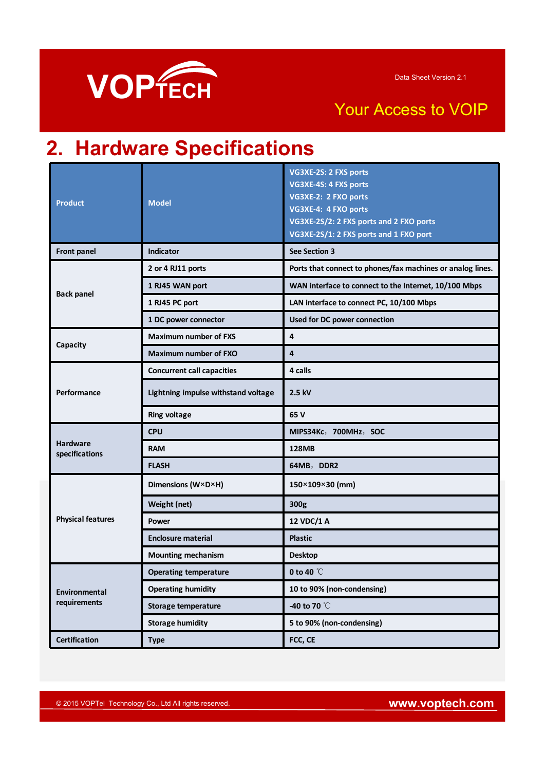## 2. Hardware Specifications

| Product | Model | VG3XE-2S: 2 FXS ports<br>VG3XE-4S: 4 FXS ports<br>VG3XE-2: 2 FXO ports<br>VG3XE-4: 4 FXO ports<br>VG3XE-2S/2: 2 FXS ports and 2 FXO ports<br>VG3XE-2S/1: 2 FXS ports and 1 FXO port |
|---|---|---|
| Front panel | Indicator | See Section 3 |
| Back panel | 2 or 4 RJ11 ports | Ports that connect to phones/fax machines or analog lines. |
| | 1 RJ45 WAN port | WAN interface to connect to the Internet, 10/100 Mbps |
| | 1 RJ45 PC port | LAN interface to connect PC, 10/100 Mbps |
| | 1 DC power connector | Used for DC power connection |
| Capacity | Maximum number of FXS | 4 |
| | Maximum number of FXO | 4 |
| Performance | Concurrent call capacities | 4 calls |
| | Lightning impulse withstand voltage | 2.5 kV |
| | Ring voltage | 65 V |
| Hardware specifications | CPU | MIPS34Kc，700MHz，SOC |
| | RAM | 128MB |
| | FLASH | 64MB，DDR2 |
| Physical features | Dimensions (W×D×H) | 150×109×30 (mm) |
| | Weight (net) | 300g |
| | Power | 12 VDC/1 A |
| | Enclosure material | Plastic |
| | Mounting mechanism | Desktop |
| Environmental requirements | Operating temperature | 0 to 40 ℃ |
| | Operating humidity | 10 to 90% (non-condensing) |
| | Storage temperature | -40 to 70 ℃ |
| | Storage humidity | 5 to 90% (non-condensing) |
| Certification | Type | FCC, CE |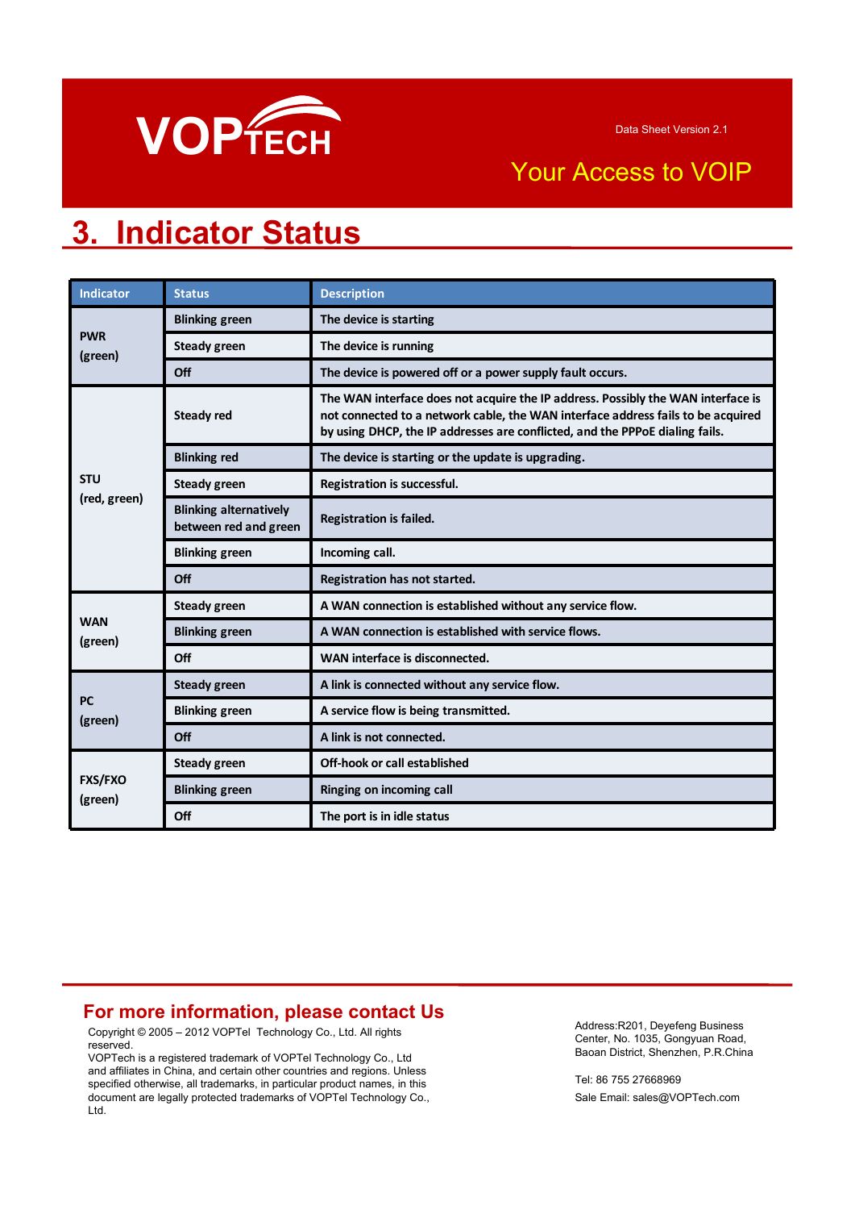# 3. Indicator Status

| Indicator | Status | Description |
|---|---|---|
| PWR (green) | Blinking green | The device is starting |
| | Steady green | The device is running |
| | Off | The device is powered off or a power supply fault occurs. |
| STU (red, green) | Steady red | The WAN interface does not acquire the IP address. Possibly the WAN interface is not connected to a network cable, the WAN interface address fails to be acquired by using DHCP, the IP addresses are conflicted, and the PPPoE dialing fails. |
| | Blinking red | The device is starting or the update is upgrading. |
| | Steady green | Registration is successful. |
| | Blinking alternatively between red and green | Registration is failed. |
| | Blinking green | Incoming call. |
| | Off | Registration has not started. |
| WAN (green) | Steady green | A WAN connection is established without any service flow. |
| | Blinking green | A WAN connection is established with service flows. |
| | Off | WAN interface is disconnected. |
| PC (green) | Steady green | A link is connected without any service flow. |
| | Blinking green | A service flow is being transmitted. |
| | Off | A link is not connected. |
| FXS/FXO (green) | Steady green | Off-hook or call established |
| | Blinking green | Ringing on incoming call |
| | Off | The port is in idle status |

## For more information, please contact Us

Copyright © 2005 – 2012 VOPTel Technology Co., Ltd. All rights reserved.
VOPTech is a registered trademark of VOPTel Technology Co., Ltd and affiliates in China, and certain other countries and regions. Unless specified otherwise, all trademarks, in particular product names, in this document are legally protected trademarks of VOPTel Technology Co., Ltd.

Address:R201, Deyefeng Business Center, No. 1035, Gongyuan Road, Baoan District, Shenzhen, P.R.China

Tel: 86 755 27668969

Sale Email: sales@VOPTech.com